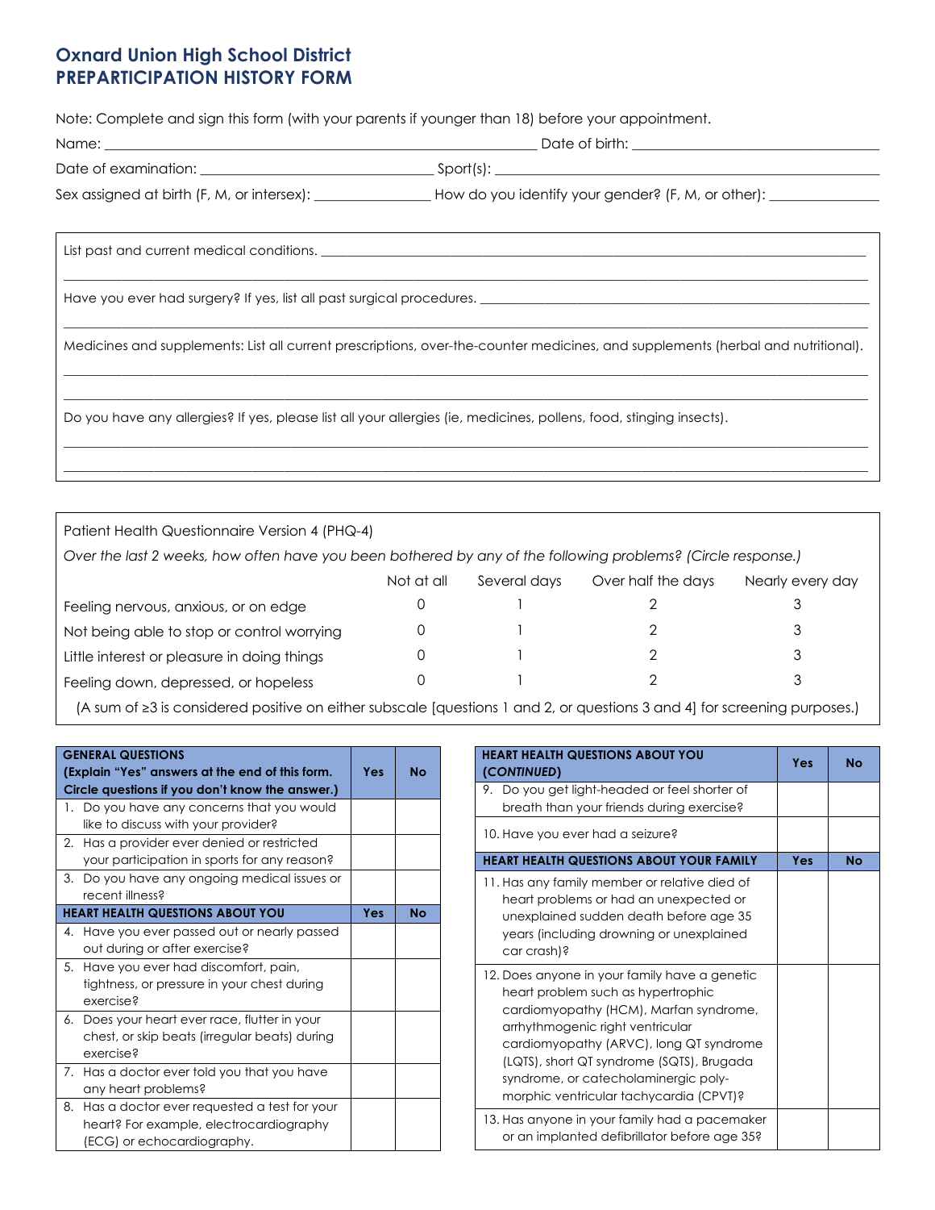# Oxnard Union High School District
# PREPARTICIPATION HISTORY FORM

Note: Complete and sign this form (with your parents if younger than 18) before your appointment.

Name: ______________________________ Date of birth: ______________________________

Date of examination: ______________________________ Sport(s): ______________________________

Sex assigned at birth (F, M, or intersex): ______________ How do you identify your gender? (F, M, or other): ______________

List past and current medical conditions. ______________________________

______________________________

Have you ever had surgery? If yes, list all past surgical procedures. ______________________________

______________________________

Medicines and supplements: List all current prescriptions, over-the-counter medicines, and supplements (herbal and nutritional).

______________________________

______________________________

Do you have any allergies? If yes, please list all your allergies (ie, medicines, pollens, food, stinging insects).

______________________________

______________________________

Patient Health Questionnaire Version 4 (PHQ-4)

*Over the last 2 weeks, how often have you been bothered by any of the following problems? (Circle response.)*

| | Not at all | Several days | Over half the days | Nearly every day |
|---|---|---|---|---|
| Feeling nervous, anxious, or on edge | 0 | 1 | 2 | 3 |
| Not being able to stop or control worrying | 0 | 1 | 2 | 3 |
| Little interest or pleasure in doing things | 0 | 1 | 2 | 3 |
| Feeling down, depressed, or hopeless | 0 | 1 | 2 | 3 |

(A sum of ≥3 is considered positive on either subscale [questions 1 and 2, or questions 3 and 4] for screening purposes.)

| **GENERAL QUESTIONS** (Explain "Yes" answers at the end of this form. Circle questions if you don't know the answer.) | **Yes** | **No** |
|---|---|---|
| 1. Do you have any concerns that you would like to discuss with your provider? | | |
| 2. Has a provider ever denied or restricted your participation in sports for any reason? | | |
| 3. Do you have any ongoing medical issues or recent illness? | | |
| **HEART HEALTH QUESTIONS ABOUT YOU** | **Yes** | **No** |
| 4. Have you ever passed out or nearly passed out during or after exercise? | | |
| 5. Have you ever had discomfort, pain, tightness, or pressure in your chest during exercise? | | |
| 6. Does your heart ever race, flutter in your chest, or skip beats (irregular beats) during exercise? | | |
| 7. Has a doctor ever told you that you have any heart problems? | | |
| 8. Has a doctor ever requested a test for your heart? For example, electrocardiography (ECG) or echocardiography. | | |

| **HEART HEALTH QUESTIONS ABOUT YOU (*CONTINUED*)** | **Yes** | **No** |
|---|---|---|
| 9. Do you get light-headed or feel shorter of breath than your friends during exercise? | | |
| 10. Have you ever had a seizure? | | |
| **HEART HEALTH QUESTIONS ABOUT YOUR FAMILY** | **Yes** | **No** |
| 11. Has any family member or relative died of heart problems or had an unexpected or unexplained sudden death before age 35 years (including drowning or unexplained car crash)? | | |
| 12. Does anyone in your family have a genetic heart problem such as hypertrophic cardiomyopathy (HCM), Marfan syndrome, arrhythmogenic right ventricular cardiomyopathy (ARVC), long QT syndrome (LQTS), short QT syndrome (SQTS), Brugada syndrome, or catecholaminergic polymorphic ventricular tachycardia (CPVT)? | | |
| 13. Has anyone in your family had a pacemaker or an implanted defibrillator before age 35? | | |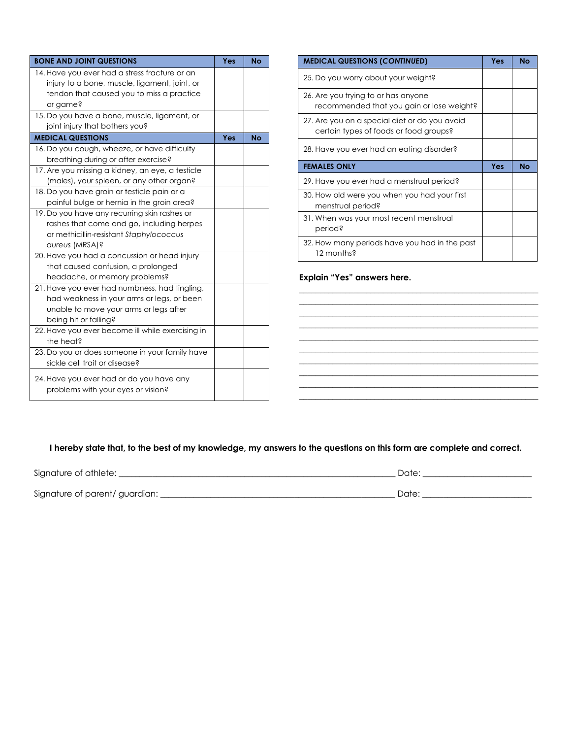| BONE AND JOINT QUESTIONS | Yes | No |
| --- | --- | --- |
| 14. Have you ever had a stress fracture or an injury to a bone, muscle, ligament, joint, or tendon that caused you to miss a practice or game? | | |
| 15. Do you have a bone, muscle, ligament, or joint injury that bothers you? | | |

| MEDICAL QUESTIONS | Yes | No |
| --- | --- | --- |
| 16. Do you cough, wheeze, or have difficulty breathing during or after exercise? | | |
| 17. Are you missing a kidney, an eye, a testicle (males), your spleen, or any other organ? | | |
| 18. Do you have groin or testicle pain or a painful bulge or hernia in the groin area? | | |
| 19. Do you have any recurring skin rashes or rashes that come and go, including herpes or methicillin-resistant *Staphylococcus aureus* (MRSA)? | | |
| 20. Have you had a concussion or head injury that caused confusion, a prolonged headache, or memory problems? | | |
| 21. Have you ever had numbness, had tingling, had weakness in your arms or legs, or been unable to move your arms or legs after being hit or falling? | | |
| 22. Have you ever become ill while exercising in the heat? | | |
| 23. Do you or does someone in your family have sickle cell trait or disease? | | |
| 24. Have you ever had or do you have any problems with your eyes or vision? | | |

| MEDICAL QUESTIONS (*CONTINUED*) | Yes | No |
| --- | --- | --- |
| 25. Do you worry about your weight? | | |
| 26. Are you trying to or has anyone recommended that you gain or lose weight? | | |
| 27. Are you on a special diet or do you avoid certain types of foods or food groups? | | |
| 28. Have you ever had an eating disorder? | | |

| FEMALES ONLY | Yes | No |
| --- | --- | --- |
| 29. Have you ever had a menstrual period? | | |
| 30. How old were you when you had your first menstrual period? | | |
| 31. When was your most recent menstrual period? | | |
| 32. How many periods have you had in the past 12 months? | | |

**Explain "Yes" answers here.**

______________________________________________________________

______________________________________________________________

______________________________________________________________

______________________________________________________________

______________________________________________________________

______________________________________________________________

______________________________________________________________

______________________________________________________________

______________________________________________________________

______________________________________________________________

**I hereby state that, to the best of my knowledge, my answers to the questions on this form are complete and correct.**

Signature of athlete: ______________________________________________ Date: ____________________

Signature of parent/ guardian: ________________________________________ Date: ____________________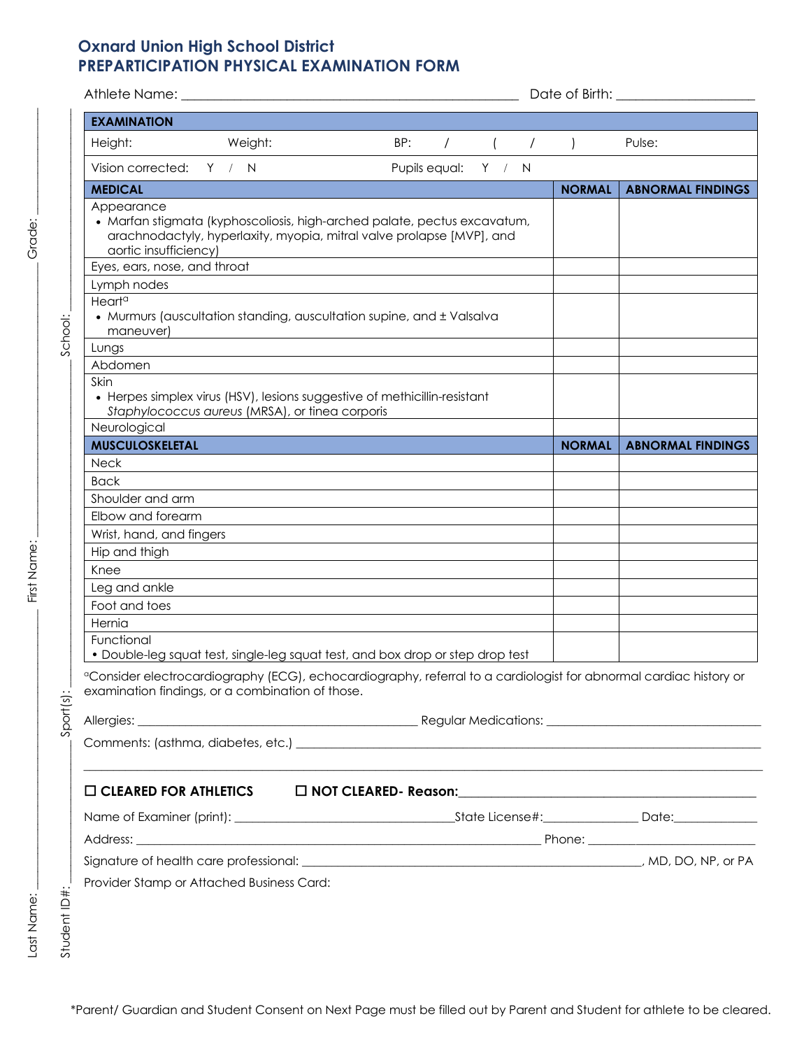# Oxnard Union High School District
## PREPARTICIPATION PHYSICAL EXAMINATION FORM

Athlete Name: ______________________________ Date of Birth: ______________

Grade: ______ First Name: ______________ Last Name: ______________

School: ______ Sport(s): ______ Student ID#: ______

| **EXAMINATION** | | | |
|---|---|---|---|
| Height: Weight: | BP: / ( / ) | | Pulse: |
| Vision corrected: Y / N | Pupils equal: Y / N | | |
| **MEDICAL** | | **NORMAL** | **ABNORMAL FINDINGS** |
| Appearance<br>• Marfan stigmata (kyphoscoliosis, high-arched palate, pectus excavatum, arachnodactyly, hyperlaxity, myopia, mitral valve prolapse [MVP], and aortic insufficiency) | | | |
| Eyes, ears, nose, and throat | | | |
| Lymph nodes | | | |
| Heart[a]<br>• Murmurs (auscultation standing, auscultation supine, and ± Valsalva maneuver) | | | |
| Lungs | | | |
| Abdomen | | | |
| Skin<br>• Herpes simplex virus (HSV), lesions suggestive of methicillin-resistant *Staphylococcus aureus* (MRSA), or tinea corporis | | | |
| Neurological | | | |
| **MUSCULOSKELETAL** | | **NORMAL** | **ABNORMAL FINDINGS** |
| Neck | | | |
| Back | | | |
| Shoulder and arm | | | |
| Elbow and forearm | | | |
| Wrist, hand, and fingers | | | |
| Hip and thigh | | | |
| Knee | | | |
| Leg and ankle | | | |
| Foot and toes | | | |
| Hernia | | | |
| Functional<br>• Double-leg squat test, single-leg squat test, and box drop or step drop test | | | |

[a]Consider electrocardiography (ECG), echocardiography, referral to a cardiologist for abnormal cardiac history or examination findings, or a combination of those.

Allergies: ______________________ Regular Medications: ______________________

Comments: (asthma, diabetes, etc.) ____________________________________________

______________________________________________________________________________

☐ **CLEARED FOR ATHLETICS** ☐ **NOT CLEARED- Reason:**______________________________

Name of Examiner (print): ______________________State License#:__________ Date:__________

Address: ____________________________________________ Phone: ______________________

Signature of health care professional: ____________________________________, MD, DO, NP, or PA

Provider Stamp or Attached Business Card:

*Parent/ Guardian and Student Consent on Next Page must be filled out by Parent and Student for athlete to be cleared.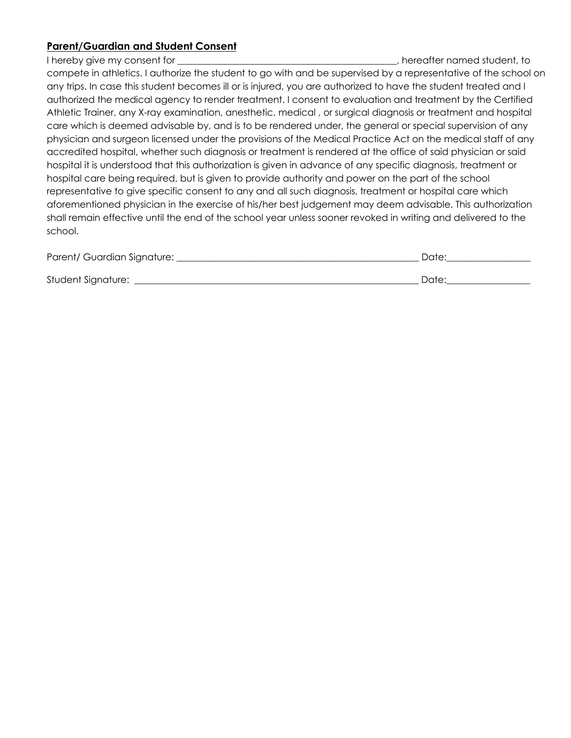**Parent/Guardian and Student Consent**

I hereby give my consent for ________________________________________________, hereafter named student, to compete in athletics. I authorize the student to go with and be supervised by a representative of the school on any trips. In case this student becomes ill or is injured, you are authorized to have the student treated and I authorized the medical agency to render treatment. I consent to evaluation and treatment by the Certified Athletic Trainer, any X-ray examination, anesthetic, medical , or surgical diagnosis or treatment and hospital care which is deemed advisable by, and is to be rendered under, the general or special supervision of any physician and surgeon licensed under the provisions of the Medical Practice Act on the medical staff of any accredited hospital, whether such diagnosis or treatment is rendered at the office of said physician or said hospital it is understood that this authorization is given in advance of any specific diagnosis, treatment or hospital care being required, but is given to provide authority and power on the part of the school representative to give specific consent to any and all such diagnosis, treatment or hospital care which aforementioned physician in the exercise of his/her best judgement may deem advisable. This authorization shall remain effective until the end of the school year unless sooner revoked in writing and delivered to the school.

Parent/ Guardian Signature: ______________________________________________________ Date:_________________

Student Signature: _______________________________________________________________ Date:_________________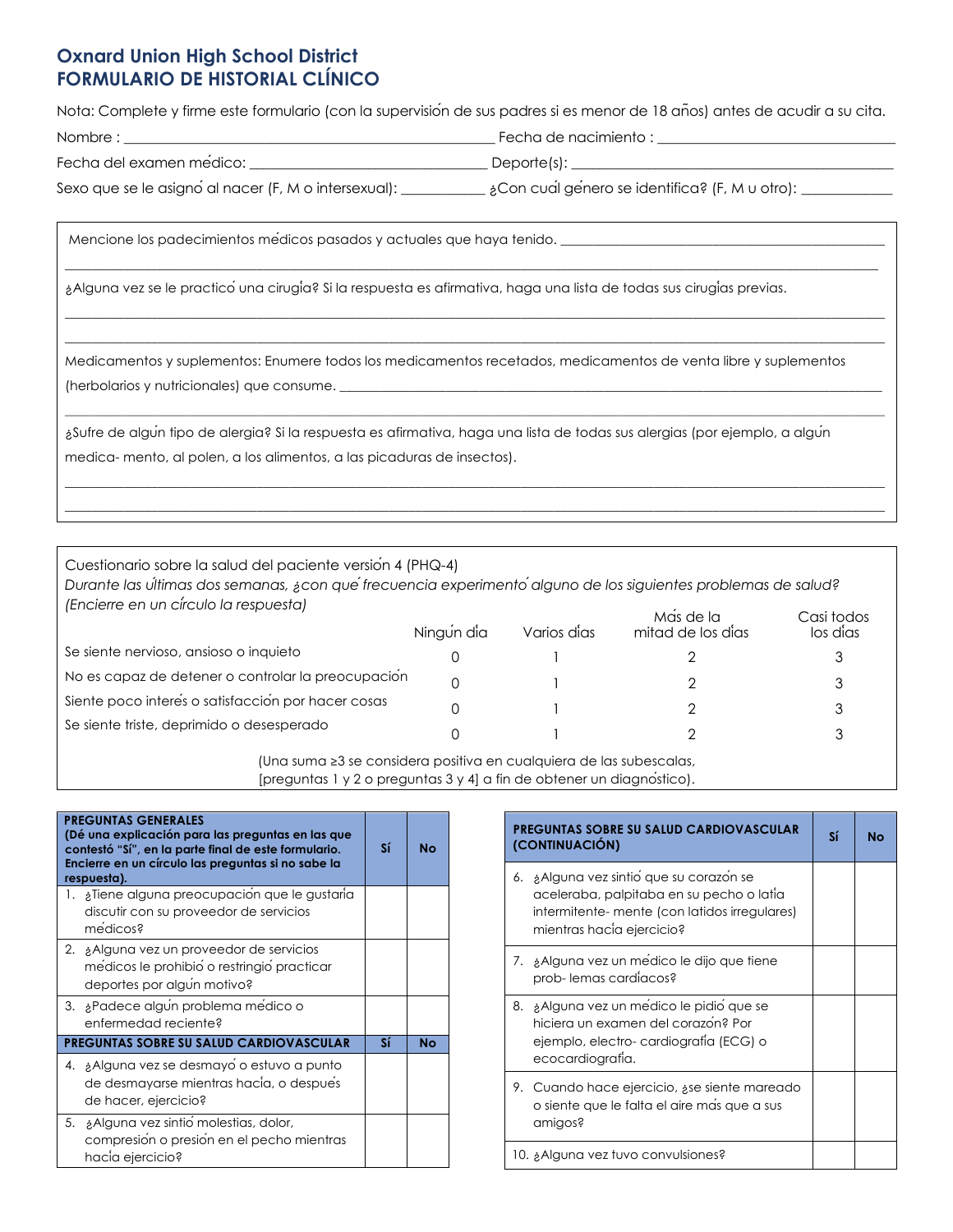# Oxnard Union High School District
# FORMULARIO DE HISTORIAL CLÍNICO

Nota: Complete y firme este formulario (con la supervisión de sus padres si es menor de 18 años) antes de acudir a su cita.

Nombre : ______________________________ Fecha de nacimiento : ______________________________

Fecha del examen médico: ______________________________ Deporte(s): ______________________________

Sexo que se le asignó al nacer (F, M o intersexual): ___________ ¿Con cuál género se identifica? (F, M u otro): ___________

Mencione los padecimientos médicos pasados y actuales que haya tenido. ______________________________

______________________________

¿Alguna vez se le practicó una cirugía? Si la respuesta es afirmativa, haga una lista de todas sus cirugías previas.

______________________________

______________________________

Medicamentos y suplementos: Enumere todos los medicamentos recetados, medicamentos de venta libre y suplementos (herbolarios y nutricionales) que consume. ______________________________

______________________________

¿Sufre de algún tipo de alergia? Si la respuesta es afirmativa, haga una lista de todas sus alergias (por ejemplo, a algún medica- mento, al polen, a los alimentos, a las picaduras de insectos).

______________________________

______________________________

Cuestionario sobre la salud del paciente versión 4 (PHQ-4)

*Durante las últimas dos semanas, ¿con qué frecuencia experimentó alguno de los siguientes problemas de salud? (Encierre en un círculo la respuesta)*

| | Ningún día | Varios días | Más de la mitad de los días | Casi todos los días |
|---|---|---|---|---|
| Se siente nervioso, ansioso o inquieto | 0 | 1 | 2 | 3 |
| No es capaz de detener o controlar la preocupación | 0 | 1 | 2 | 3 |
| Siente poco interés o satisfacción por hacer cosas | 0 | 1 | 2 | 3 |
| Se siente triste, deprimido o desesperado | 0 | 1 | 2 | 3 |

(Una suma ≥3 se considera positiva en cualquiera de las subescalas, [preguntas 1 y 2 o preguntas 3 y 4] a fin de obtener un diagnóstico).

| **PREGUNTAS GENERALES (Dé una explicación para las preguntas en las que contestó "Sí", en la parte final de este formulario. Encierre en un círculo las preguntas si no sabe la respuesta).** | **Sí** | **No** |
|---|---|---|
| 1. ¿Tiene alguna preocupación que le gustaría discutir con su proveedor de servicios médicos? | | |
| 2. ¿Alguna vez un proveedor de servicios médicos le prohibió o restringió practicar deportes por algún motivo? | | |
| 3. ¿Padece algún problema médico o enfermedad reciente? | | |
| **PREGUNTAS SOBRE SU SALUD CARDIOVASCULAR** | **Sí** | **No** |
| 4. ¿Alguna vez se desmayó o estuvo a punto de desmayarse mientras hacía, o después de hacer, ejercicio? | | |
| 5. ¿Alguna vez sintió molestias, dolor, compresión o presión en el pecho mientras hacía ejercicio? | | |

| **PREGUNTAS SOBRE SU SALUD CARDIOVASCULAR (CONTINUACIÓN)** | **Sí** | **No** |
|---|---|---|
| 6. ¿Alguna vez sintió que su corazón se aceleraba, palpitaba en su pecho o latía intermitente- mente (con latidos irregulares) mientras hacía ejercicio? | | |
| 7. ¿Alguna vez un médico le dijo que tiene prob- lemas cardíacos? | | |
| 8. ¿Alguna vez un médico le pidió que se hiciera un examen del corazón? Por ejemplo, electro- cardiografía (ECG) o ecocardiografía. | | |
| 9. Cuando hace ejercicio, ¿se siente mareado o siente que le falta el aire más que a sus amigos? | | |
| 10. ¿Alguna vez tuvo convulsiones? | | |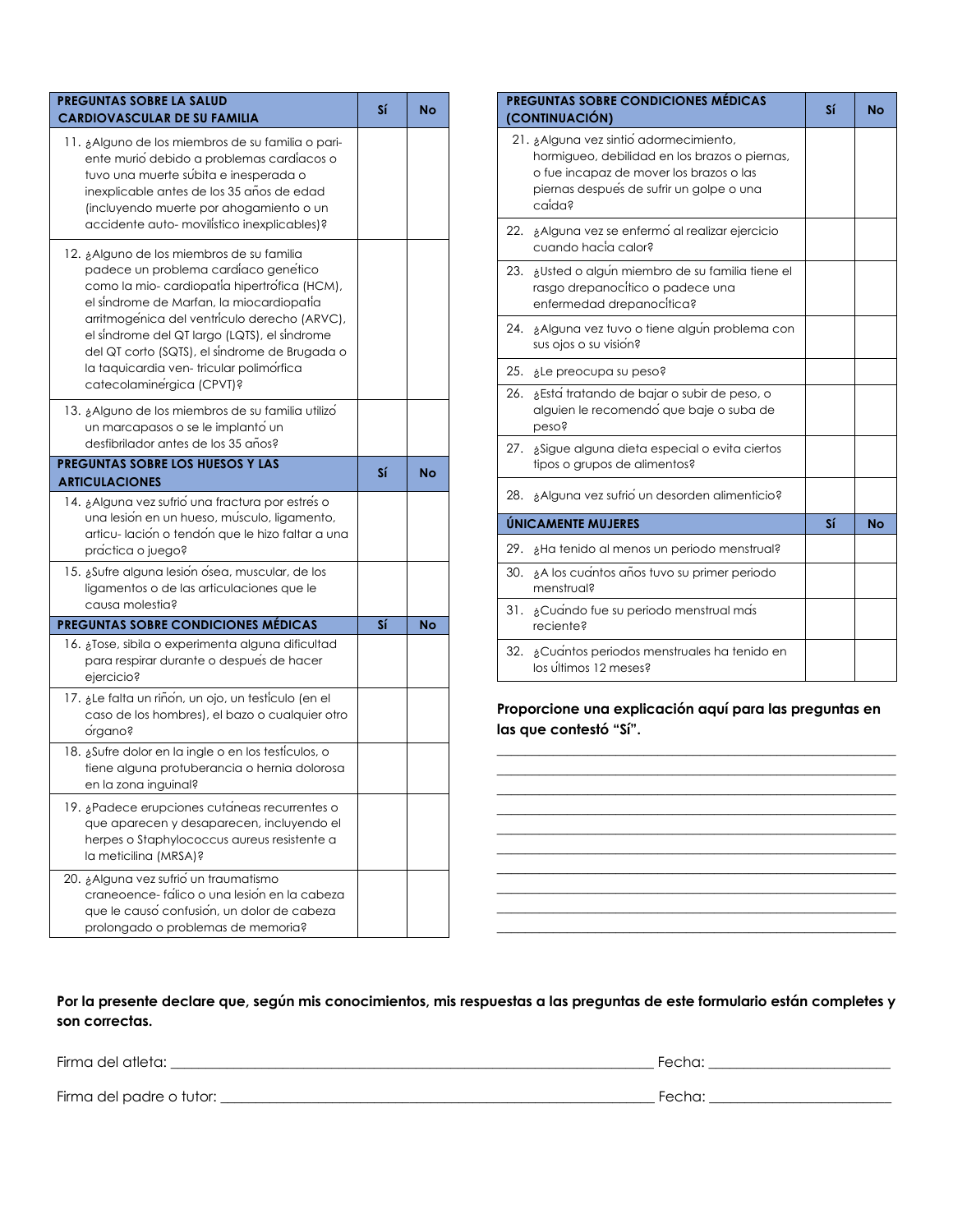| PREGUNTAS SOBRE LA SALUD CARDIOVASCULAR DE SU FAMILIA | Sí | No |
| --- | --- | --- |
| 11. ¿Alguno de los miembros de su familia o pariente murió debido a problemas cardíacos o tuvo una muerte súbita e inesperada o inexplicable antes de los 35 años de edad (incluyendo muerte por ahogamiento o un accidente auto- movilístico inexplicables)? | | |
| 12. ¿Alguno de los miembros de su familia padece un problema cardíaco genético como la mio- cardiopatía hipertrófica (HCM), el síndrome de Marfan, la miocardiopatía arritmogénica del ventrículo derecho (ARVC), el síndrome del QT largo (LQTS), el síndrome del QT corto (SQTS), el síndrome de Brugada o la taquicardia ven- tricular polimórfica catecolaminérgica (CPVT)? | | |
| 13. ¿Alguno de los miembros de su familia utilizó un marcapasos o se le implantó un desfibrilador antes de los 35 años? | | |

| PREGUNTAS SOBRE LOS HUESOS Y LAS ARTICULACIONES | Sí | No |
| --- | --- | --- |
| 14. ¿Alguna vez sufrió una fractura por estrés o una lesión en un hueso, músculo, ligamento, articu- lación o tendón que le hizo faltar a una práctica o juego? | | |
| 15. ¿Sufre alguna lesión ósea, muscular, de los ligamentos o de las articulaciones que le causa molestia? | | |

| PREGUNTAS SOBRE CONDICIONES MÉDICAS | Sí | No |
| --- | --- | --- |
| 16. ¿Tose, sibila o experimenta alguna dificultad para respirar durante o después de hacer ejercicio? | | |
| 17. ¿Le falta un riñón, un ojo, un testículo (en el caso de los hombres), el bazo o cualquier otro órgano? | | |
| 18. ¿Sufre dolor en la ingle o en los testículos, o tiene alguna protuberancia o hernia dolorosa en la zona inguinal? | | |
| 19. ¿Padece erupciones cutáneas recurrentes o que aparecen y desaparecen, incluyendo el herpes o Staphylococcus aureus resistente a la meticilina (MRSA)? | | |
| 20. ¿Alguna vez sufrió un traumatismo craneoence- fálico o una lesión en la cabeza que le causó confusión, un dolor de cabeza prolongado o problemas de memoria? | | |

| PREGUNTAS SOBRE CONDICIONES MÉDICAS (CONTINUACIÓN) | Sí | No |
| --- | --- | --- |
| 21. ¿Alguna vez sintió adormecimiento, hormigueo, debilidad en los brazos o piernas, o fue incapaz de mover los brazos o las piernas después de sufrir un golpe o una caída? | | |
| 22. ¿Alguna vez se enfermó al realizar ejercicio cuando hacía calor? | | |
| 23. ¿Usted o algún miembro de su familia tiene el rasgo drepanocítico o padece una enfermedad drepanocítica? | | |
| 24. ¿Alguna vez tuvo o tiene algún problema con sus ojos o su visión? | | |
| 25. ¿Le preocupa su peso? | | |
| 26. ¿Está tratando de bajar o subir de peso, o alguien le recomendó que baje o suba de peso? | | |
| 27. ¿Sigue alguna dieta especial o evita ciertos tipos o grupos de alimentos? | | |
| 28. ¿Alguna vez sufrió un desorden alimenticio? | | |

| ÚNICAMENTE MUJERES | Sí | No |
| --- | --- | --- |
| 29. ¿Ha tenido al menos un periodo menstrual? | | |
| 30. ¿A los cuántos años tuvo su primer periodo menstrual? | | |
| 31. ¿Cuándo fue su periodo menstrual más reciente? | | |
| 32. ¿Cuántos periodos menstruales ha tenido en los últimos 12 meses? | | |

**Proporcione una explicación aquí para las preguntas en las que contestó "Sí".**

______________________________________________________________________
______________________________________________________________________
______________________________________________________________________
______________________________________________________________________
______________________________________________________________________
______________________________________________________________________
______________________________________________________________________
______________________________________________________________________
______________________________________________________________________
______________________________________________________________________

**Por la presente declare que, según mis conocimientos, mis respuestas a las preguntas de este formulario están completes y son correctas.**

Firma del atleta: ____________________________________________ Fecha: ____________________

Firma del padre o tutor: ______________________________________ Fecha: ____________________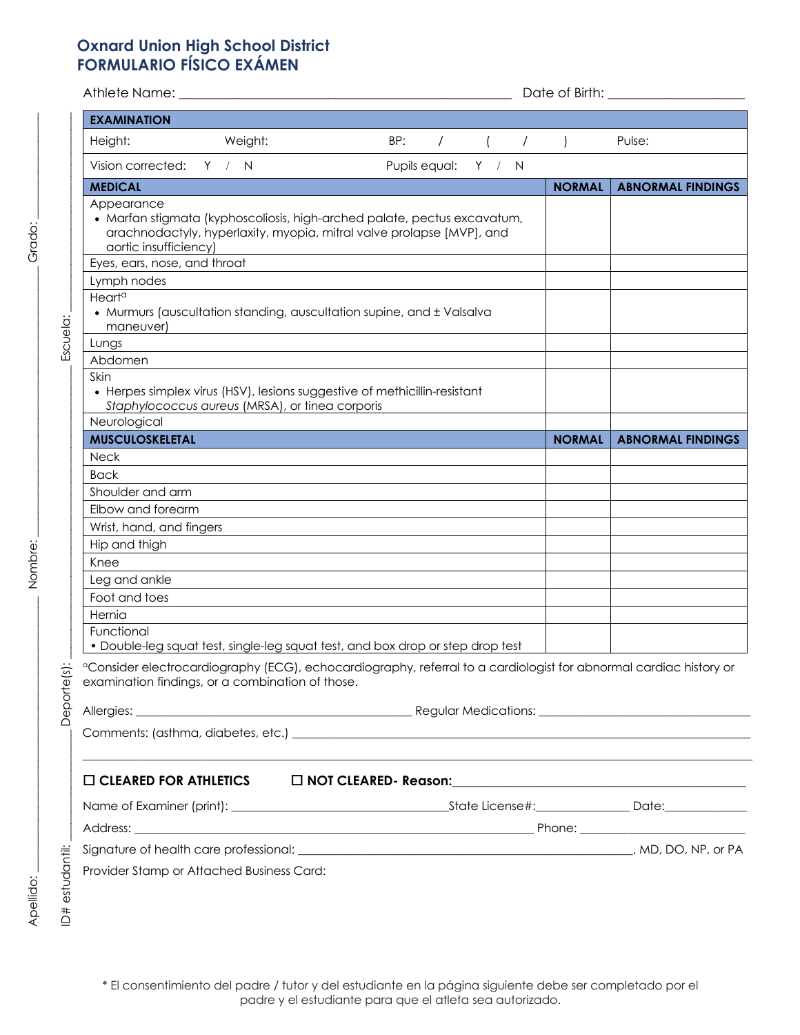# Oxnard Union High School District
# FORMULARIO FÍSICO EXÁMEN

Athlete Name: ______________________________________________ Date of Birth: ____________________

| EXAMINATION | | | |
|---|---|---|---|
| Height: | Weight: | BP: / ( / ) | Pulse: |
| Vision corrected: Y / N | | Pupils equal: Y / N | |

| MEDICAL | NORMAL | ABNORMAL FINDINGS |
|---|---|---|
| Appearance<br>• Marfan stigmata (kyphoscoliosis, high-arched palate, pectus excavatum, arachnodactyly, hyperlaxity, myopia, mitral valve prolapse [MVP], and aortic insufficiency) | | |
| Eyes, ears, nose, and throat | | |
| Lymph nodes | | |
| Heart[a]<br>• Murmurs (auscultation standing, auscultation supine, and ± Valsalva maneuver) | | |
| Lungs | | |
| Abdomen | | |
| Skin<br>• Herpes simplex virus (HSV), lesions suggestive of methicillin-resistant *Staphylococcus aureus* (MRSA), or tinea corporis | | |
| Neurological | | |

| MUSCULOSKELETAL | NORMAL | ABNORMAL FINDINGS |
|---|---|---|
| Neck | | |
| Back | | |
| Shoulder and arm | | |
| Elbow and forearm | | |
| Wrist, hand, and fingers | | |
| Hip and thigh | | |
| Knee | | |
| Leg and ankle | | |
| Foot and toes | | |
| Hernia | | |
| Functional<br>• Double-leg squat test, single-leg squat test, and box drop or step drop test | | |

[a]Consider electrocardiography (ECG), echocardiography, referral to a cardiologist for abnormal cardiac history or examination findings, or a combination of those.

Allergies: ____________________________________________ Regular Medications: _________________________________

Comments: (asthma, diabetes, etc.) _________________________________________________________________________

☐ **CLEARED FOR ATHLETICS** ☐ **NOT CLEARED- Reason:**_____________________________________________

Name of Examiner (print): _________________________________State License#:______________ Date:_____________

Address: _________________________________________________________________ Phone: _________________________

Signature of health care professional: _____________________________________________________, MD, DO, NP, or PA

Provider Stamp or Attached Business Card:

Grado: ______ Escuela: ______ Nombre: ______ Deporte(s): ______ Apellido: ______ ID# estudantil: ______

\* El consentimiento del padre / tutor y del estudiante en la página siguiente debe ser completado por el padre y el estudiante para que el atleta sea autorizado.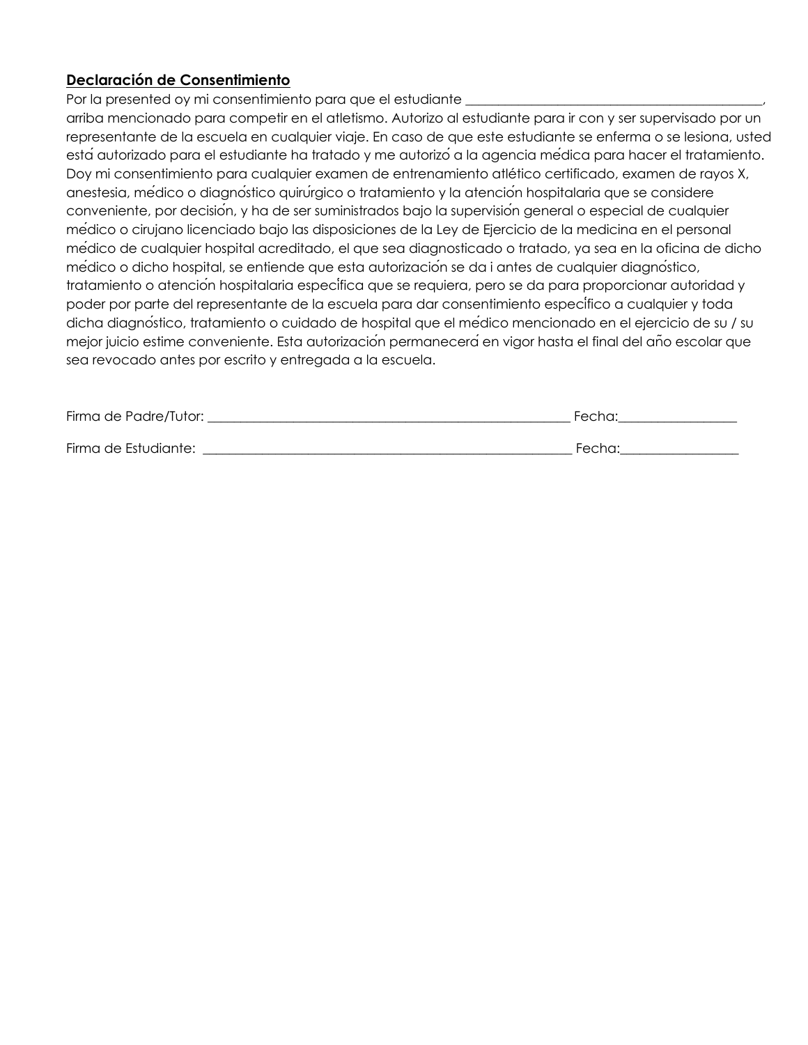**Declaración de Consentimiento**

Por la presented oy mi consentimiento para que el estudiante ____________________________________________, arriba mencionado para competir en el atletismo. Autorizo al estudiante para ir con y ser supervisado por un representante de la escuela en cualquier viaje. En caso de que este estudiante se enferma o se lesiona, usted está autorizado para el estudiante ha tratado y me autorizó a la agencia médica para hacer el tratamiento. Doy mi consentimiento para cualquier examen de entrenamiento atlético certificado, examen de rayos X, anestesia, médico o diagnóstico quirúrgico o tratamiento y la atención hospitalaria que se considere conveniente, por decisión, y ha de ser suministrados bajo la supervisión general o especial de cualquier médico o cirujano licenciado bajo las disposiciones de la Ley de Ejercicio de la medicina en el personal médico de cualquier hospital acreditado, el que sea diagnosticado o tratado, ya sea en la oficina de dicho médico o dicho hospital, se entiende que esta autorización se da i antes de cualquier diagnóstico, tratamiento o atención hospitalaria específica que se requiera, pero se da para proporcionar autoridad y poder por parte del representante de la escuela para dar consentimiento específico a cualquier y toda dicha diagnóstico, tratamiento o cuidado de hospital que el médico mencionado en el ejercicio de su / su mejor juicio estime conveniente. Esta autorización permanecerá en vigor hasta el final del año escolar que sea revocado antes por escrito y entregada a la escuela.

Firma de Padre/Tutor: ________________________________________________________ Fecha:_________________

Firma de Estudiante: _________________________________________________________ Fecha:_________________